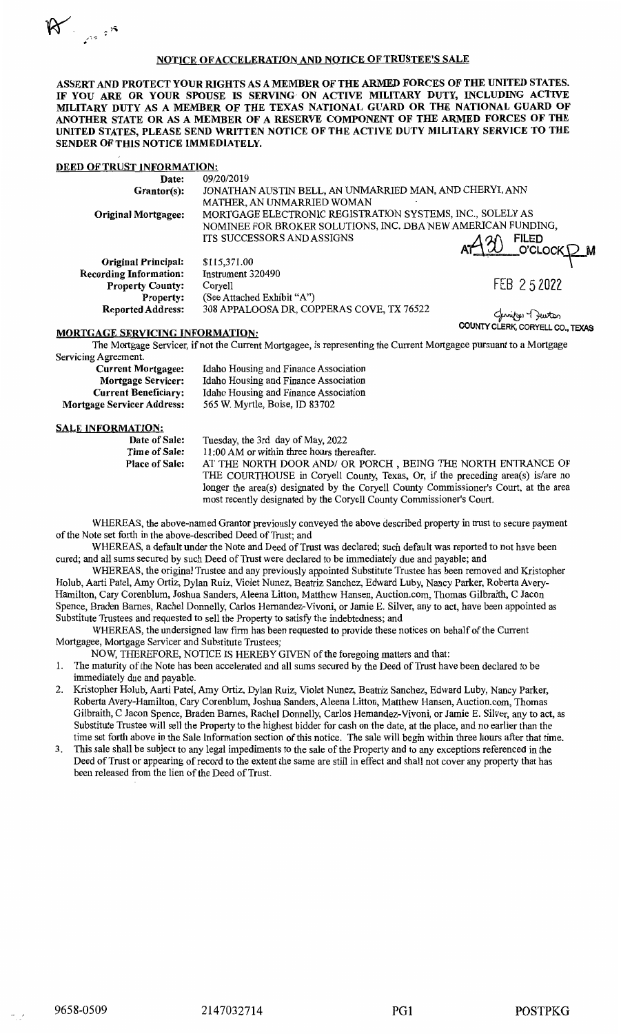## NOTICE OF ACCELERATION AND NOTICE OF TRUSTEE'S SALE

**ASSERT AND PROTECT YOUR RIGHTS AS A MEMBER OF THE ARMED FORCES OF THE UNITED STATES. IF YOU ARE OR YOUR SPOUSE IS SERVING ON ACTIVE MILITARY DUTY, INCLUDING ACTIVE MILITARY DUTY AS A MEMBER OF THE TEXAS NATIONAL GUARD OR THE NATIONAL GUARD OF ANOTHER STATE OR AS A MEMBER OF A RESERVE COMPONENT OF THE ARMED FORCES OF THE UNITED STATES, PLEASE SEND WRITTEN NOTICE OF THE ACTIVE DUTY MILITARY SERVICE TO THE SENDER OF THIS NOTICE IMMEDIATELY.**

**DEED OF TRUST INFORMATION:**

| | |
|---|---|
| **Date:** | 09/20/2019 |
| **Grantor(s):** | JONATHAN AUSTIN BELL, AN UNMARRIED MAN, AND CHERYL ANN MATHER, AN UNMARRIED WOMAN |
| **Original Mortgagee:** | MORTGAGE ELECTRONIC REGISTRATION SYSTEMS, INC., SOLELY AS NOMINEE FOR BROKER SOLUTIONS, INC. DBA NEW AMERICAN FUNDING, ITS SUCCESSORS AND ASSIGNS |
| **Original Principal:** | $115,371.00 |
| **Recording Information:** | Instrument 320490 |
| **Property County:** | Coryell |
| **Property:** | (See Attached Exhibit "A") |
| **Reported Address:** | 308 APPALOOSA DR, COPPERAS COVE, TX 76522 |

FILED AT 1:30 O'CLOCK P M

FEB 2 5 2022

COUNTY CLERK, CORYELL CO., TEXAS

**MORTGAGE SERVICING INFORMATION:**

The Mortgage Servicer, if not the Current Mortgagee, is representing the Current Mortgagee pursuant to a Mortgage Servicing Agreement.

| | |
|---|---|
| **Current Mortgagee:** | Idaho Housing and Finance Association |
| **Mortgage Servicer:** | Idaho Housing and Finance Association |
| **Current Beneficiary:** | Idaho Housing and Finance Association |
| **Mortgage Servicer Address:** | 565 W. Myrtle, Boise, ID 83702 |

**SALE INFORMATION:**

| | |
|---|---|
| **Date of Sale:** | Tuesday, the 3rd day of May, 2022 |
| **Time of Sale:** | 11:00 AM or within three hours thereafter. |
| **Place of Sale:** | AT THE NORTH DOOR AND/ OR PORCH , BEING THE NORTH ENTRANCE OF THE COURTHOUSE in Coryell County, Texas, Or, if the preceding area(s) is/are no longer the area(s) designated by the Coryell County Commissioner's Court, at the area most recently designated by the Coryell County Commissioner's Court. |

WHEREAS, the above-named Grantor previously conveyed the above described property in trust to secure payment of the Note set forth in the above-described Deed of Trust; and

WHEREAS, a default under the Note and Deed of Trust was declared; such default was reported to not have been cured; and all sums secured by such Deed of Trust were declared to be immediately due and payable; and

WHEREAS, the original Trustee and any previously appointed Substitute Trustee has been removed and Kristopher Holub, Aarti Patel, Amy Ortiz, Dylan Ruiz, Violet Nunez, Beatriz Sanchez, Edward Luby, Nancy Parker, Roberta Avery-Hamilton, Cary Corenblum, Joshua Sanders, Aleena Litton, Matthew Hansen, Auction.com, Thomas Gilbraith, C Jacon Spence, Braden Barnes, Rachel Donnelly, Carlos Hernandez-Vivoni, or Jamie E. Silver, any to act, have been appointed as Substitute Trustees and requested to sell the Property to satisfy the indebtedness; and

WHEREAS, the undersigned law firm has been requested to provide these notices on behalf of the Current Mortgagee, Mortgage Servicer and Substitute Trustees;

NOW, THEREFORE, NOTICE IS HEREBY GIVEN of the foregoing matters and that:

1. The maturity of the Note has been accelerated and all sums secured by the Deed of Trust have been declared to be immediately due and payable.
2. Kristopher Holub, Aarti Patel, Amy Ortiz, Dylan Ruiz, Violet Nunez, Beatriz Sanchez, Edward Luby, Nancy Parker, Roberta Avery-Hamilton, Cary Corenblum, Joshua Sanders, Aleena Litton, Matthew Hansen, Auction.com, Thomas Gilbraith, C Jacon Spence, Braden Barnes, Rachel Donnelly, Carlos Hernandez-Vivoni, or Jamie E. Silver, any to act, as Substitute Trustee will sell the Property to the highest bidder for cash on the date, at the place, and no earlier than the time set forth above in the Sale Information section of this notice. The sale will begin within three hours after that time.
3. This sale shall be subject to any legal impediments to the sale of the Property and to any exceptions referenced in the Deed of Trust or appearing of record to the extent the same are still in effect and shall not cover any property that has been released from the lien of the Deed of Trust.

9658-0509 2147032714 PG1 POSTPKG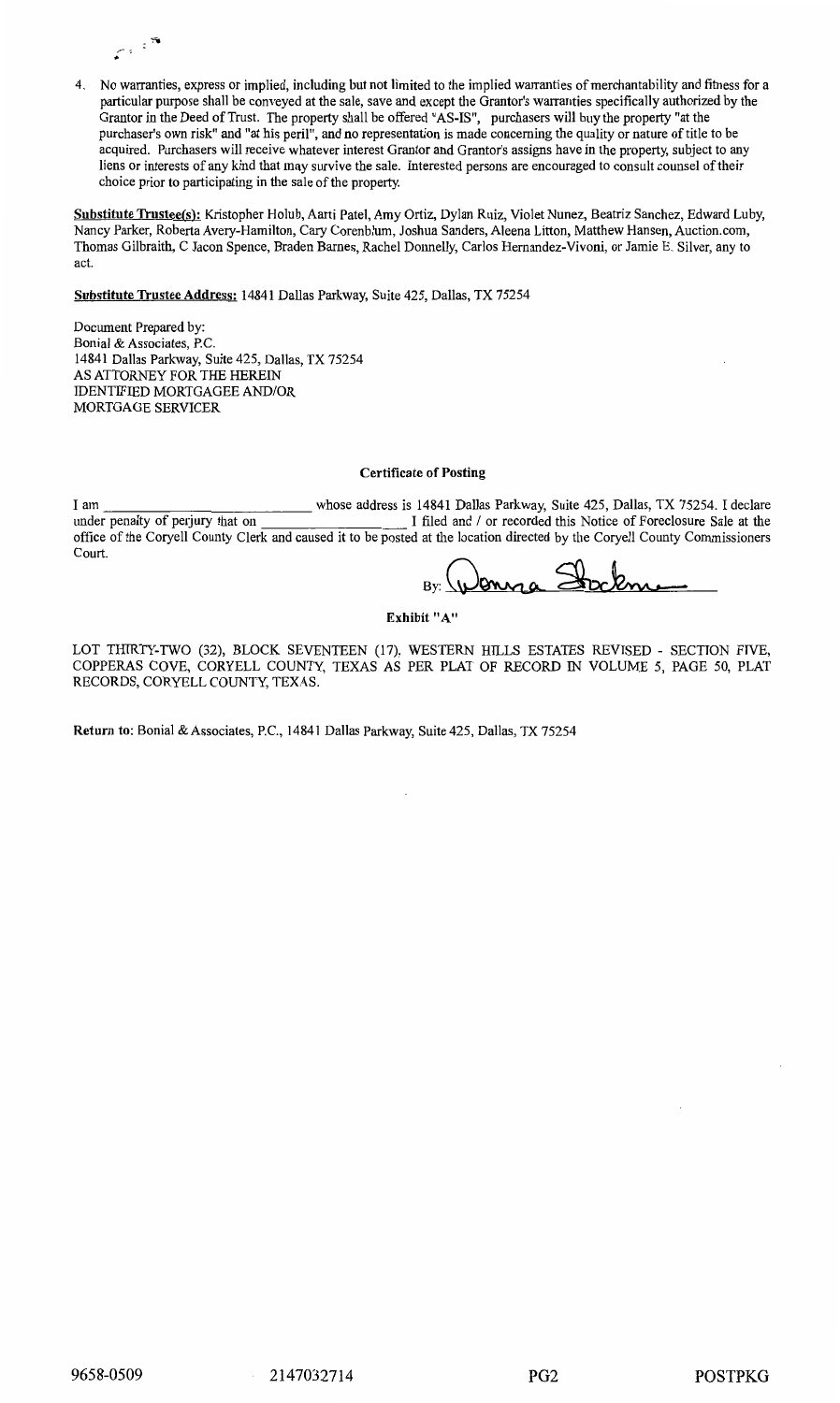4. No warranties, express or implied, including but not limited to the implied warranties of merchantability and fitness for a particular purpose shall be conveyed at the sale, save and except the Grantor's warranties specifically authorized by the Grantor in the Deed of Trust. The property shall be offered "AS-IS", purchasers will buy the property "at the purchaser's own risk" and "at his peril", and no representation is made concerning the quality or nature of title to be acquired. Purchasers will receive whatever interest Grantor and Grantor's assigns have in the property, subject to any liens or interests of any kind that may survive the sale. Interested persons are encouraged to consult counsel of their choice prior to participating in the sale of the property.

**Substitute Trustee(s):** Kristopher Holub, Aarti Patel, Amy Ortiz, Dylan Ruiz, Violet Nunez, Beatriz Sanchez, Edward Luby, Nancy Parker, Roberta Avery-Hamilton, Cary Corenblum, Joshua Sanders, Aleena Litton, Matthew Hansen, Auction.com, Thomas Gilbraith, C Jacon Spence, Braden Barnes, Rachel Donnelly, Carlos Hernandez-Vivoni, or Jamie E. Silver, any to act.

**Substitute Trustee Address:** 14841 Dallas Parkway, Suite 425, Dallas, TX 75254

Document Prepared by:
Bonial & Associates, P.C.
14841 Dallas Parkway, Suite 425, Dallas, TX 75254
AS ATTORNEY FOR THE HEREIN
IDENTIFIED MORTGAGEE AND/OR
MORTGAGE SERVICER

**Certificate of Posting**

I am ______________________________ whose address is 14841 Dallas Parkway, Suite 425, Dallas, TX 75254. I declare under penalty of perjury that on ____________________ I filed and / or recorded this Notice of Foreclosure Sale at the office of the Coryell County Clerk and caused it to be posted at the location directed by the Coryell County Commissioners Court.

By: Donna Stockman

**Exhibit "A"**

LOT THIRTY-TWO (32), BLOCK SEVENTEEN (17), WESTERN HILLS ESTATES REVISED - SECTION FIVE, COPPERAS COVE, CORYELL COUNTY, TEXAS AS PER PLAT OF RECORD IN VOLUME 5, PAGE 50, PLAT RECORDS, CORYELL COUNTY, TEXAS.

**Return to:** Bonial & Associates, P.C., 14841 Dallas Parkway, Suite 425, Dallas, TX 75254

9658-0509 2147032714 PG2 POSTPKG